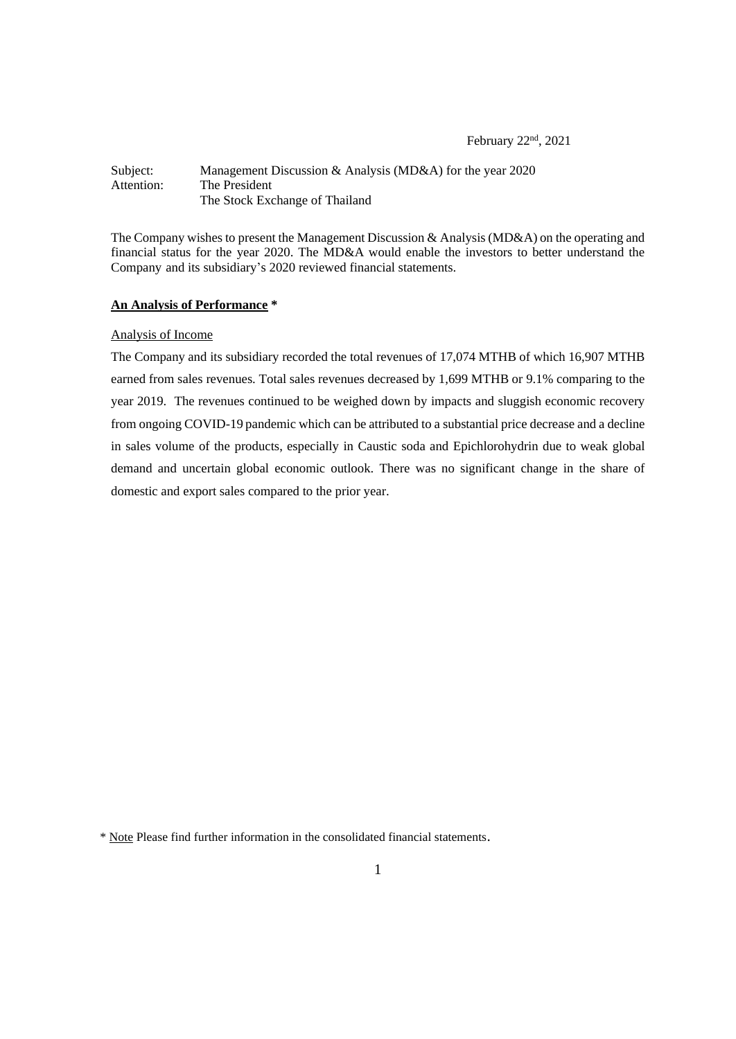February 22nd, 2021

Subject: Management Discussion & Analysis (MD&A) for the year 2020
Attention: The President
The Stock Exchange of Thailand

The Company wishes to present the Management Discussion & Analysis (MD&A) on the operating and financial status for the year 2020. The MD&A would enable the investors to better understand the Company and its subsidiary's 2020 reviewed financial statements.

**An Analysis of Performance** *

Analysis of Income

The Company and its subsidiary recorded the total revenues of 17,074 MTHB of which 16,907 MTHB earned from sales revenues. Total sales revenues decreased by 1,699 MTHB or 9.1% comparing to the year 2019. The revenues continued to be weighed down by impacts and sluggish economic recovery from ongoing COVID-19 pandemic which can be attributed to a substantial price decrease and a decline in sales volume of the products, especially in Caustic soda and Epichlorohydrin due to weak global demand and uncertain global economic outlook. There was no significant change in the share of domestic and export sales compared to the prior year.

* Note Please find further information in the consolidated financial statements.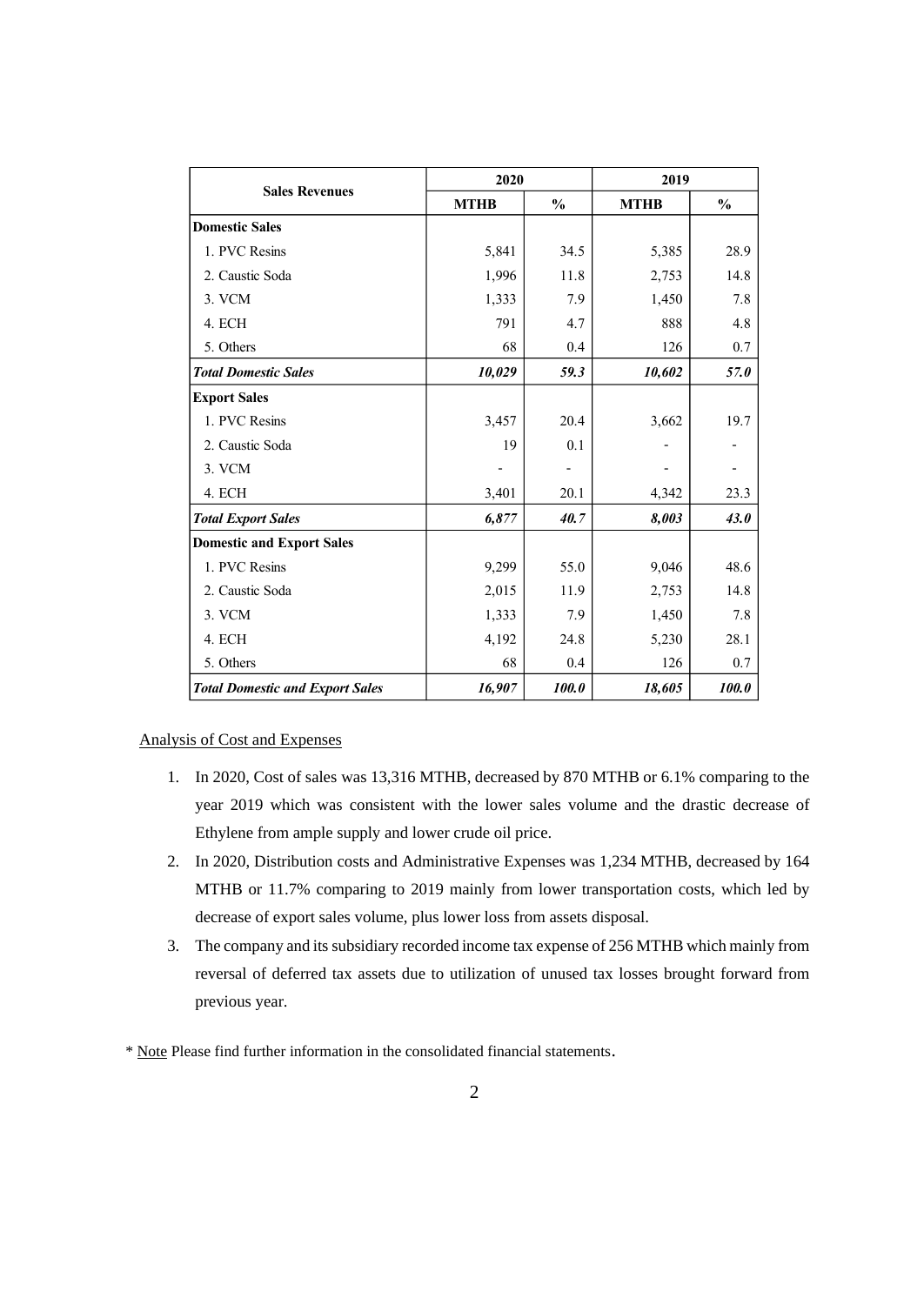| Sales Revenues | 2020 | | 2019 | |
|---|---|---|---|---|
| | MTHB | % | MTHB | % |
| **Domestic Sales** | | | | |
| 1. PVC Resins | 5,841 | 34.5 | 5,385 | 28.9 |
| 2. Caustic Soda | 1,996 | 11.8 | 2,753 | 14.8 |
| 3. VCM | 1,333 | 7.9 | 1,450 | 7.8 |
| 4. ECH | 791 | 4.7 | 888 | 4.8 |
| 5. Others | 68 | 0.4 | 126 | 0.7 |
| ***Total Domestic Sales*** | ***10,029*** | ***59.3*** | ***10,602*** | ***57.0*** |
| **Export Sales** | | | | |
| 1. PVC Resins | 3,457 | 20.4 | 3,662 | 19.7 |
| 2. Caustic Soda | 19 | 0.1 | - | - |
| 3. VCM | - | - | - | - |
| 4. ECH | 3,401 | 20.1 | 4,342 | 23.3 |
| ***Total Export Sales*** | ***6,877*** | ***40.7*** | ***8,003*** | ***43.0*** |
| **Domestic and Export Sales** | | | | |
| 1. PVC Resins | 9,299 | 55.0 | 9,046 | 48.6 |
| 2. Caustic Soda | 2,015 | 11.9 | 2,753 | 14.8 |
| 3. VCM | 1,333 | 7.9 | 1,450 | 7.8 |
| 4. ECH | 4,192 | 24.8 | 5,230 | 28.1 |
| 5. Others | 68 | 0.4 | 126 | 0.7 |
| ***Total Domestic and Export Sales*** | ***16,907*** | ***100.0*** | ***18,605*** | ***100.0*** |

Analysis of Cost and Expenses

1. In 2020, Cost of sales was 13,316 MTHB, decreased by 870 MTHB or 6.1% comparing to the year 2019 which was consistent with the lower sales volume and the drastic decrease of Ethylene from ample supply and lower crude oil price.
2. In 2020, Distribution costs and Administrative Expenses was 1,234 MTHB, decreased by 164 MTHB or 11.7% comparing to 2019 mainly from lower transportation costs, which led by decrease of export sales volume, plus lower loss from assets disposal.
3. The company and its subsidiary recorded income tax expense of 256 MTHB which mainly from reversal of deferred tax assets due to utilization of unused tax losses brought forward from previous year.

\* Note Please find further information in the consolidated financial statements.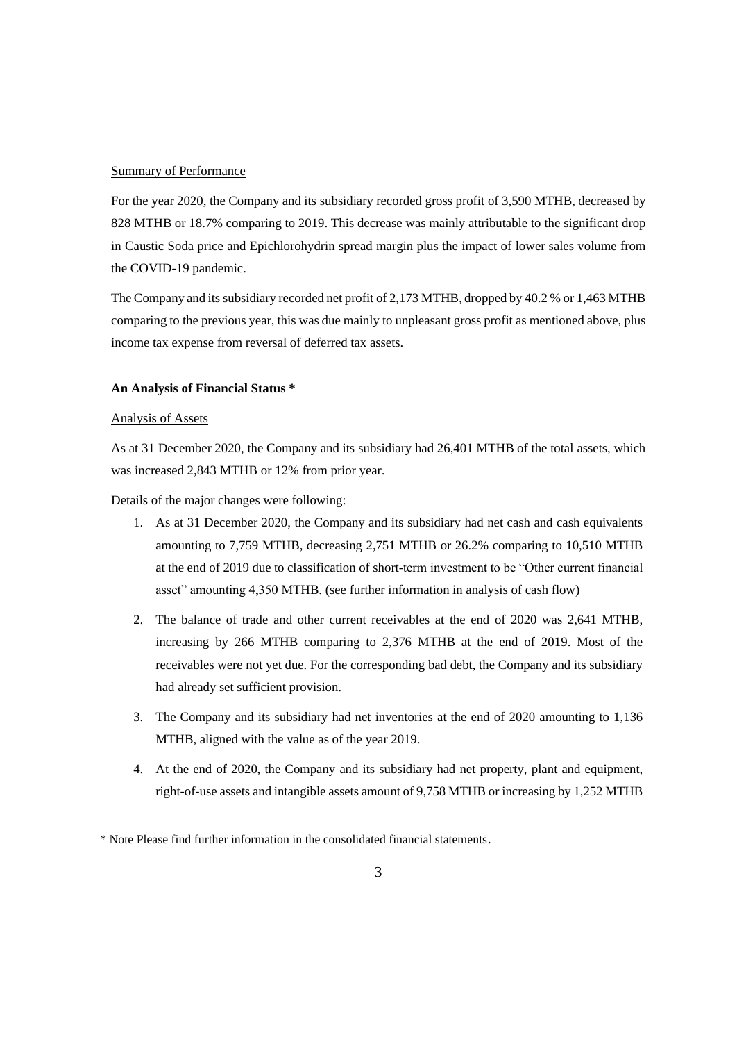Summary of Performance

For the year 2020, the Company and its subsidiary recorded gross profit of 3,590 MTHB, decreased by 828 MTHB or 18.7% comparing to 2019. This decrease was mainly attributable to the significant drop in Caustic Soda price and Epichlorohydrin spread margin plus the impact of lower sales volume from the COVID-19 pandemic.

The Company and its subsidiary recorded net profit of 2,173 MTHB, dropped by 40.2 % or 1,463 MTHB comparing to the previous year, this was due mainly to unpleasant gross profit as mentioned above, plus income tax expense from reversal of deferred tax assets.

**An Analysis of Financial Status ***

Analysis of Assets

As at 31 December 2020, the Company and its subsidiary had 26,401 MTHB of the total assets, which was increased 2,843 MTHB or 12% from prior year.

Details of the major changes were following:

1. As at 31 December 2020, the Company and its subsidiary had net cash and cash equivalents amounting to 7,759 MTHB, decreasing 2,751 MTHB or 26.2% comparing to 10,510 MTHB at the end of 2019 due to classification of short-term investment to be "Other current financial asset" amounting 4,350 MTHB. (see further information in analysis of cash flow)
2. The balance of trade and other current receivables at the end of 2020 was 2,641 MTHB, increasing by 266 MTHB comparing to 2,376 MTHB at the end of 2019. Most of the receivables were not yet due. For the corresponding bad debt, the Company and its subsidiary had already set sufficient provision.
3. The Company and its subsidiary had net inventories at the end of 2020 amounting to 1,136 MTHB, aligned with the value as of the year 2019.
4. At the end of 2020, the Company and its subsidiary had net property, plant and equipment, right-of-use assets and intangible assets amount of 9,758 MTHB or increasing by 1,252 MTHB

* Note Please find further information in the consolidated financial statements.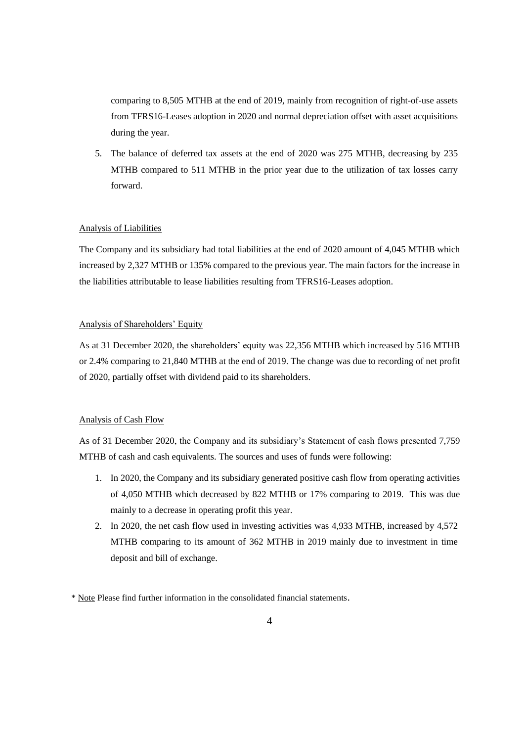comparing to 8,505 MTHB at the end of 2019, mainly from recognition of right-of-use assets from TFRS16-Leases adoption in 2020 and normal depreciation offset with asset acquisitions during the year.

5. The balance of deferred tax assets at the end of 2020 was 275 MTHB, decreasing by 235 MTHB compared to 511 MTHB in the prior year due to the utilization of tax losses carry forward.

Analysis of Liabilities

The Company and its subsidiary had total liabilities at the end of 2020 amount of 4,045 MTHB which increased by 2,327 MTHB or 135% compared to the previous year. The main factors for the increase in the liabilities attributable to lease liabilities resulting from TFRS16-Leases adoption.

Analysis of Shareholders' Equity

As at 31 December 2020, the shareholders' equity was 22,356 MTHB which increased by 516 MTHB or 2.4% comparing to 21,840 MTHB at the end of 2019. The change was due to recording of net profit of 2020, partially offset with dividend paid to its shareholders.

Analysis of Cash Flow

As of 31 December 2020, the Company and its subsidiary's Statement of cash flows presented 7,759 MTHB of cash and cash equivalents. The sources and uses of funds were following:

1. In 2020, the Company and its subsidiary generated positive cash flow from operating activities of 4,050 MTHB which decreased by 822 MTHB or 17% comparing to 2019. This was due mainly to a decrease in operating profit this year.
2. In 2020, the net cash flow used in investing activities was 4,933 MTHB, increased by 4,572 MTHB comparing to its amount of 362 MTHB in 2019 mainly due to investment in time deposit and bill of exchange.

* Note Please find further information in the consolidated financial statements.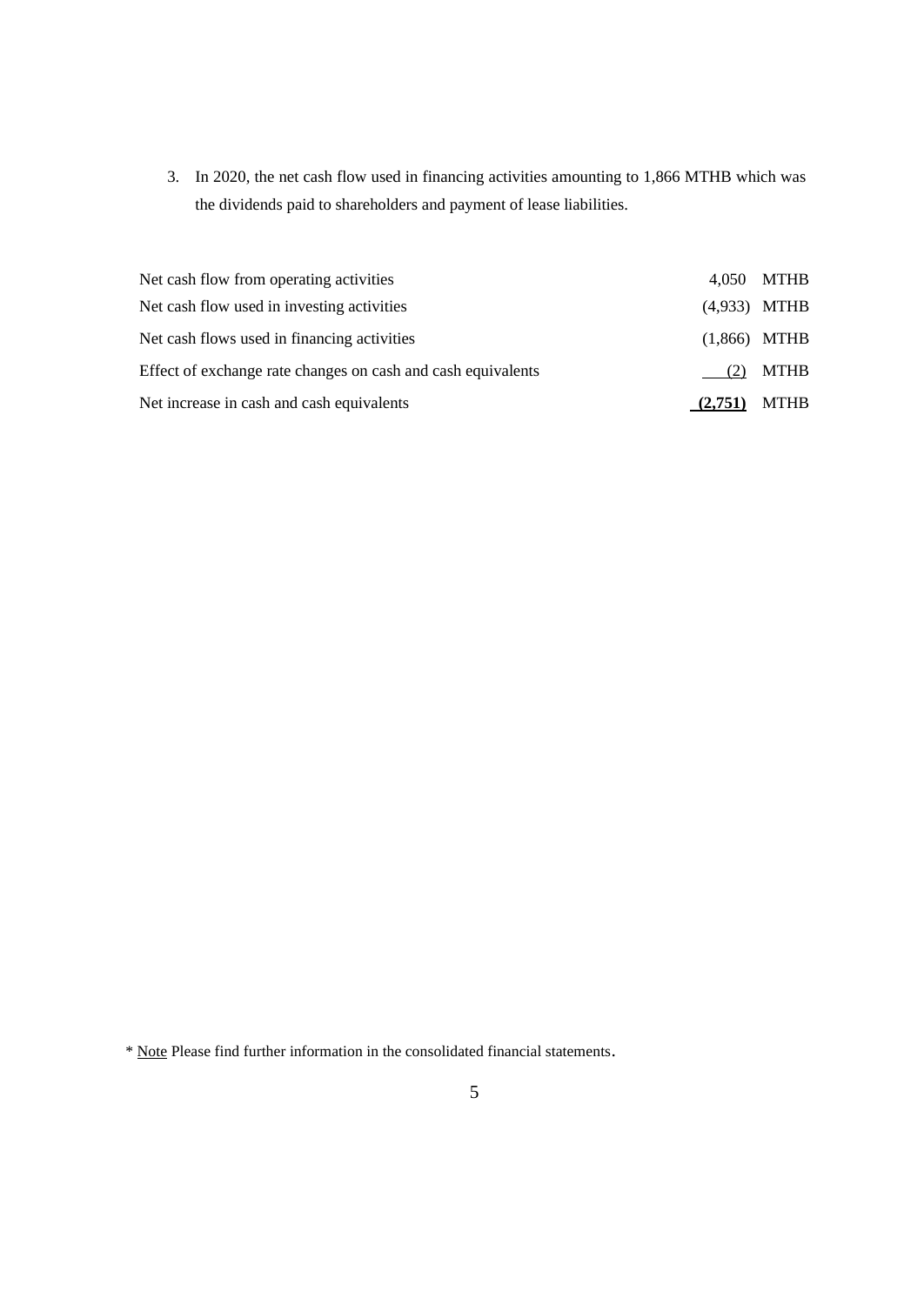3. In 2020, the net cash flow used in financing activities amounting to 1,866 MTHB which was the dividends paid to shareholders and payment of lease liabilities.

| | | |
|---|---|---|
| Net cash flow from operating activities | 4,050 | MTHB |
| Net cash flow used in investing activities | (4,933) | MTHB |
| Net cash flows used in financing activities | (1,866) | MTHB |
| Effect of exchange rate changes on cash and cash equivalents | (2) | MTHB |
| Net increase in cash and cash equivalents | **(2,751)** | MTHB |

\* Note Please find further information in the consolidated financial statements.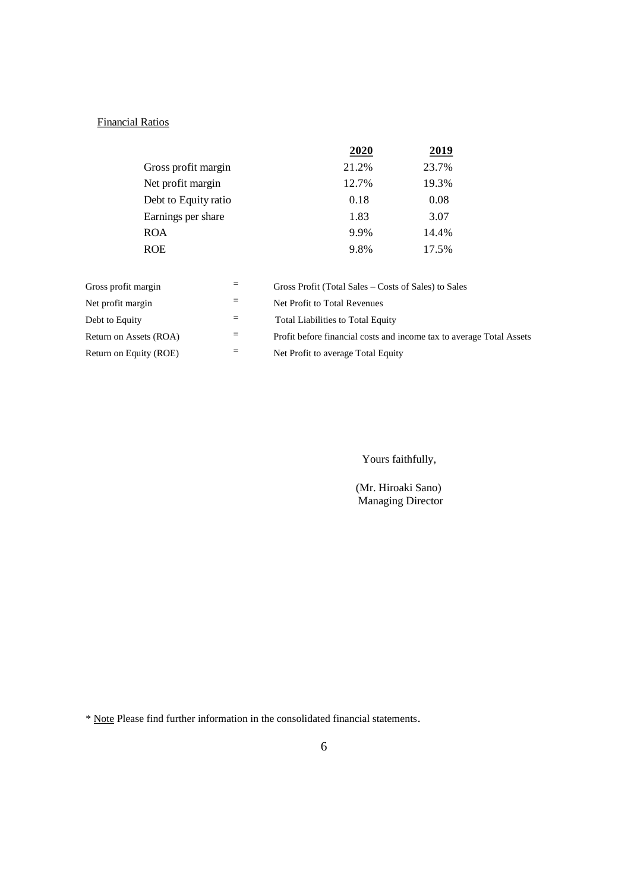Financial Ratios

| | 2020 | 2019 |
|---|---|---|
| Gross profit margin | 21.2% | 23.7% |
| Net profit margin | 12.7% | 19.3% |
| Debt to Equity ratio | 0.18 | 0.08 |
| Earnings per share | 1.83 | 3.07 |
| ROA | 9.9% | 14.4% |
| ROE | 9.8% | 17.5% |

| | | |
|---|---|---|
| Gross profit margin | = | Gross Profit (Total Sales – Costs of Sales) to Sales |
| Net profit margin | = | Net Profit to Total Revenues |
| Debt to Equity | = | Total Liabilities to Total Equity |
| Return on Assets (ROA) | = | Profit before financial costs and income tax to average Total Assets |
| Return on Equity (ROE) | = | Net Profit to average Total Equity |

Yours faithfully,

(Mr. Hiroaki Sano)
Managing Director

* Note Please find further information in the consolidated financial statements.